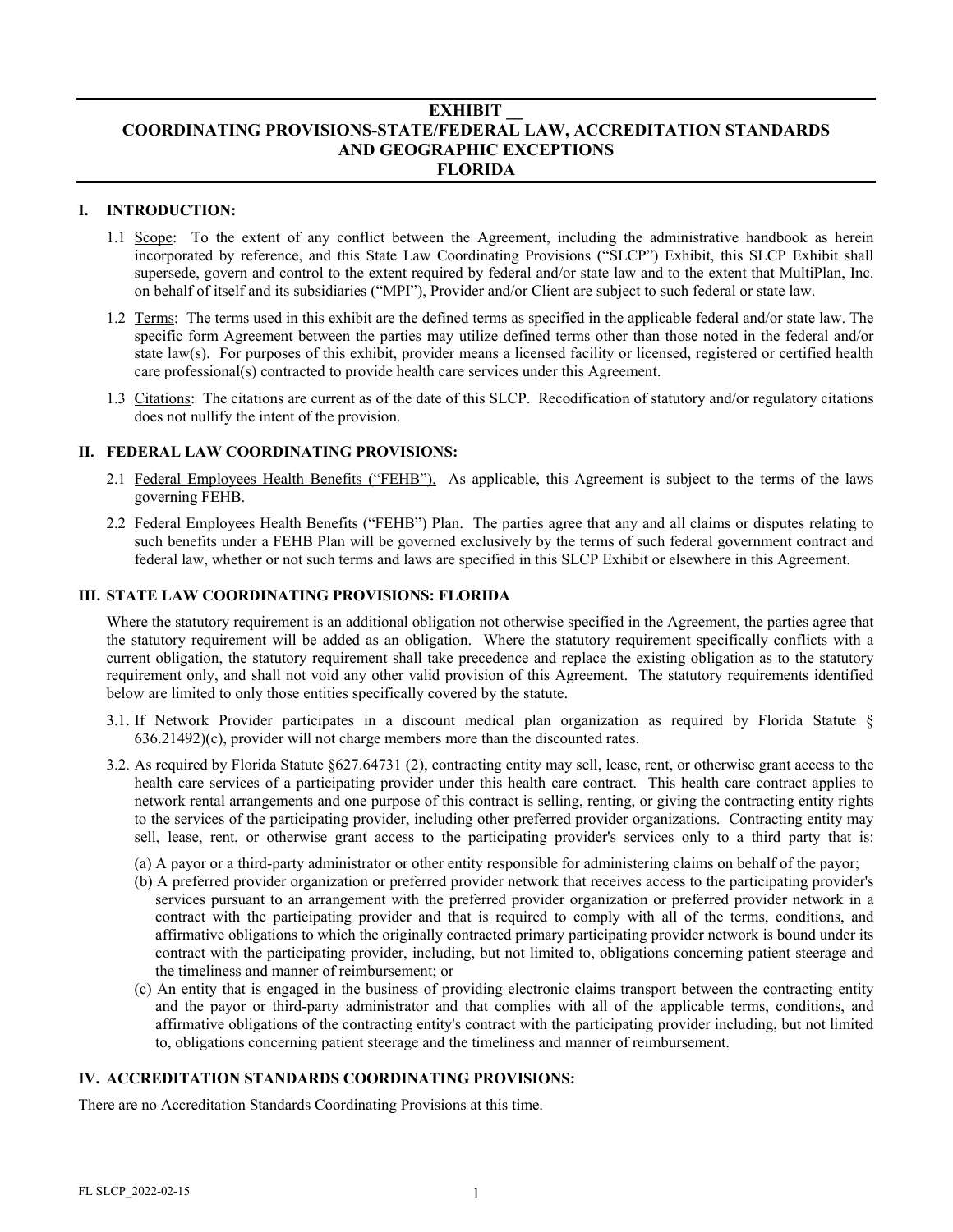# EXHIBIT __
# COORDINATING PROVISIONS-STATE/FEDERAL LAW, ACCREDITATION STANDARDS AND GEOGRAPHIC EXCEPTIONS
# FLORIDA

## I. INTRODUCTION:

1.1 Scope: To the extent of any conflict between the Agreement, including the administrative handbook as herein incorporated by reference, and this State Law Coordinating Provisions ("SLCP") Exhibit, this SLCP Exhibit shall supersede, govern and control to the extent required by federal and/or state law and to the extent that MultiPlan, Inc. on behalf of itself and its subsidiaries ("MPI"), Provider and/or Client are subject to such federal or state law.

1.2 Terms: The terms used in this exhibit are the defined terms as specified in the applicable federal and/or state law. The specific form Agreement between the parties may utilize defined terms other than those noted in the federal and/or state law(s). For purposes of this exhibit, provider means a licensed facility or licensed, registered or certified health care professional(s) contracted to provide health care services under this Agreement.

1.3 Citations: The citations are current as of the date of this SLCP. Recodification of statutory and/or regulatory citations does not nullify the intent of the provision.

## II. FEDERAL LAW COORDINATING PROVISIONS:

2.1 Federal Employees Health Benefits ("FEHB"). As applicable, this Agreement is subject to the terms of the laws governing FEHB.

2.2 Federal Employees Health Benefits ("FEHB") Plan. The parties agree that any and all claims or disputes relating to such benefits under a FEHB Plan will be governed exclusively by the terms of such federal government contract and federal law, whether or not such terms and laws are specified in this SLCP Exhibit or elsewhere in this Agreement.

## III. STATE LAW COORDINATING PROVISIONS: FLORIDA

Where the statutory requirement is an additional obligation not otherwise specified in the Agreement, the parties agree that the statutory requirement will be added as an obligation. Where the statutory requirement specifically conflicts with a current obligation, the statutory requirement shall take precedence and replace the existing obligation as to the statutory requirement only, and shall not void any other valid provision of this Agreement. The statutory requirements identified below are limited to only those entities specifically covered by the statute.

3.1. If Network Provider participates in a discount medical plan organization as required by Florida Statute § 636.21492)(c), provider will not charge members more than the discounted rates.

3.2. As required by Florida Statute §627.64731 (2), contracting entity may sell, lease, rent, or otherwise grant access to the health care services of a participating provider under this health care contract. This health care contract applies to network rental arrangements and one purpose of this contract is selling, renting, or giving the contracting entity rights to the services of the participating provider, including other preferred provider organizations. Contracting entity may sell, lease, rent, or otherwise grant access to the participating provider's services only to a third party that is:

(a) A payor or a third-party administrator or other entity responsible for administering claims on behalf of the payor;

(b) A preferred provider organization or preferred provider network that receives access to the participating provider's services pursuant to an arrangement with the preferred provider organization or preferred provider network in a contract with the participating provider and that is required to comply with all of the terms, conditions, and affirmative obligations to which the originally contracted primary participating provider network is bound under its contract with the participating provider, including, but not limited to, obligations concerning patient steerage and the timeliness and manner of reimbursement; or

(c) An entity that is engaged in the business of providing electronic claims transport between the contracting entity and the payor or third-party administrator and that complies with all of the applicable terms, conditions, and affirmative obligations of the contracting entity's contract with the participating provider including, but not limited to, obligations concerning patient steerage and the timeliness and manner of reimbursement.

## IV. ACCREDITATION STANDARDS COORDINATING PROVISIONS:

There are no Accreditation Standards Coordinating Provisions at this time.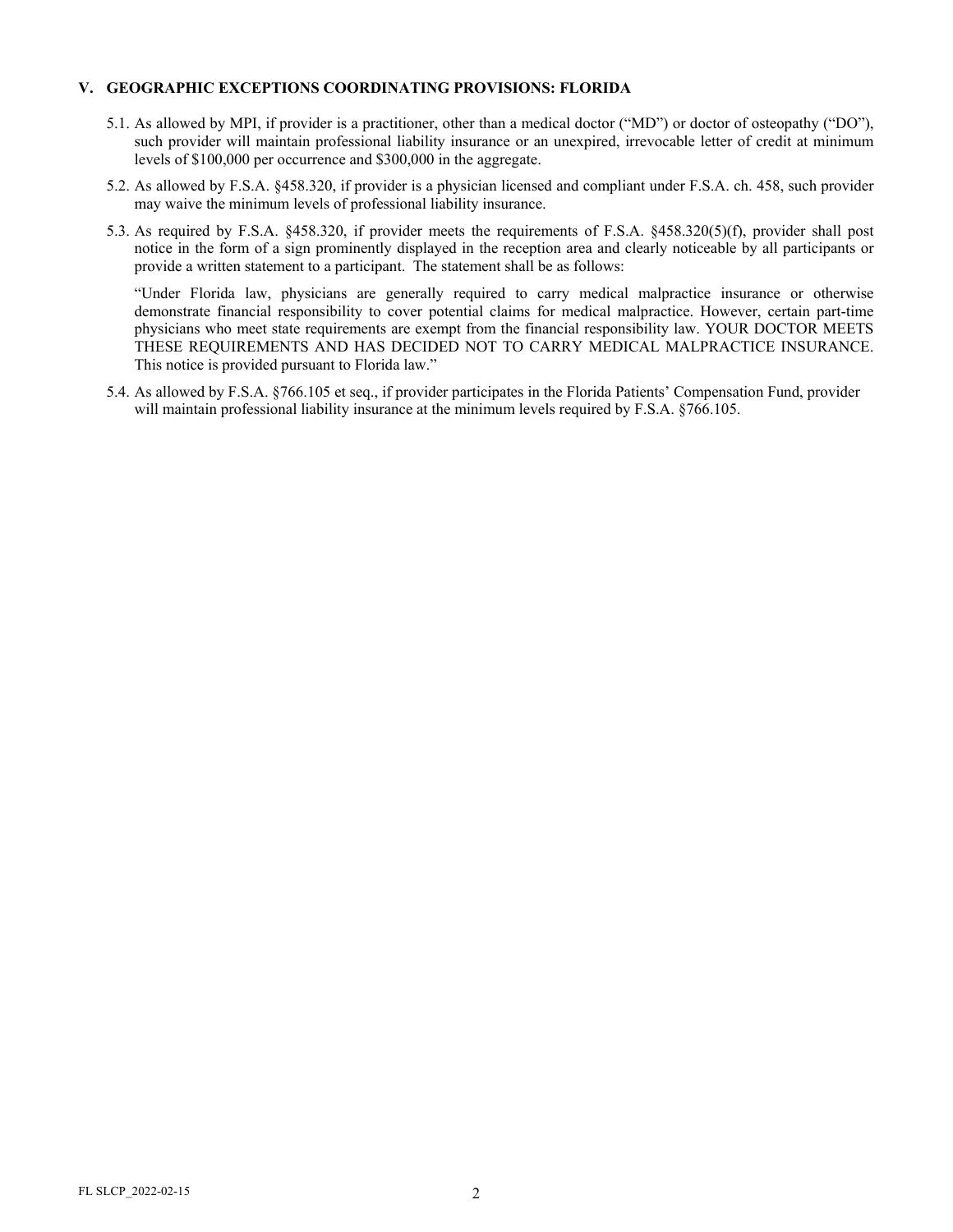## V. GEOGRAPHIC EXCEPTIONS COORDINATING PROVISIONS: FLORIDA

5.1. As allowed by MPI, if provider is a practitioner, other than a medical doctor ("MD") or doctor of osteopathy ("DO"), such provider will maintain professional liability insurance or an unexpired, irrevocable letter of credit at minimum levels of $100,000 per occurrence and $300,000 in the aggregate.

5.2. As allowed by F.S.A. §458.320, if provider is a physician licensed and compliant under F.S.A. ch. 458, such provider may waive the minimum levels of professional liability insurance.

5.3. As required by F.S.A. §458.320, if provider meets the requirements of F.S.A. §458.320(5)(f), provider shall post notice in the form of a sign prominently displayed in the reception area and clearly noticeable by all participants or provide a written statement to a participant. The statement shall be as follows:

"Under Florida law, physicians are generally required to carry medical malpractice insurance or otherwise demonstrate financial responsibility to cover potential claims for medical malpractice. However, certain part-time physicians who meet state requirements are exempt from the financial responsibility law. YOUR DOCTOR MEETS THESE REQUIREMENTS AND HAS DECIDED NOT TO CARRY MEDICAL MALPRACTICE INSURANCE. This notice is provided pursuant to Florida law."

5.4. As allowed by F.S.A. §766.105 et seq., if provider participates in the Florida Patients' Compensation Fund, provider will maintain professional liability insurance at the minimum levels required by F.S.A. §766.105.

FL SLCP_2022-02-15